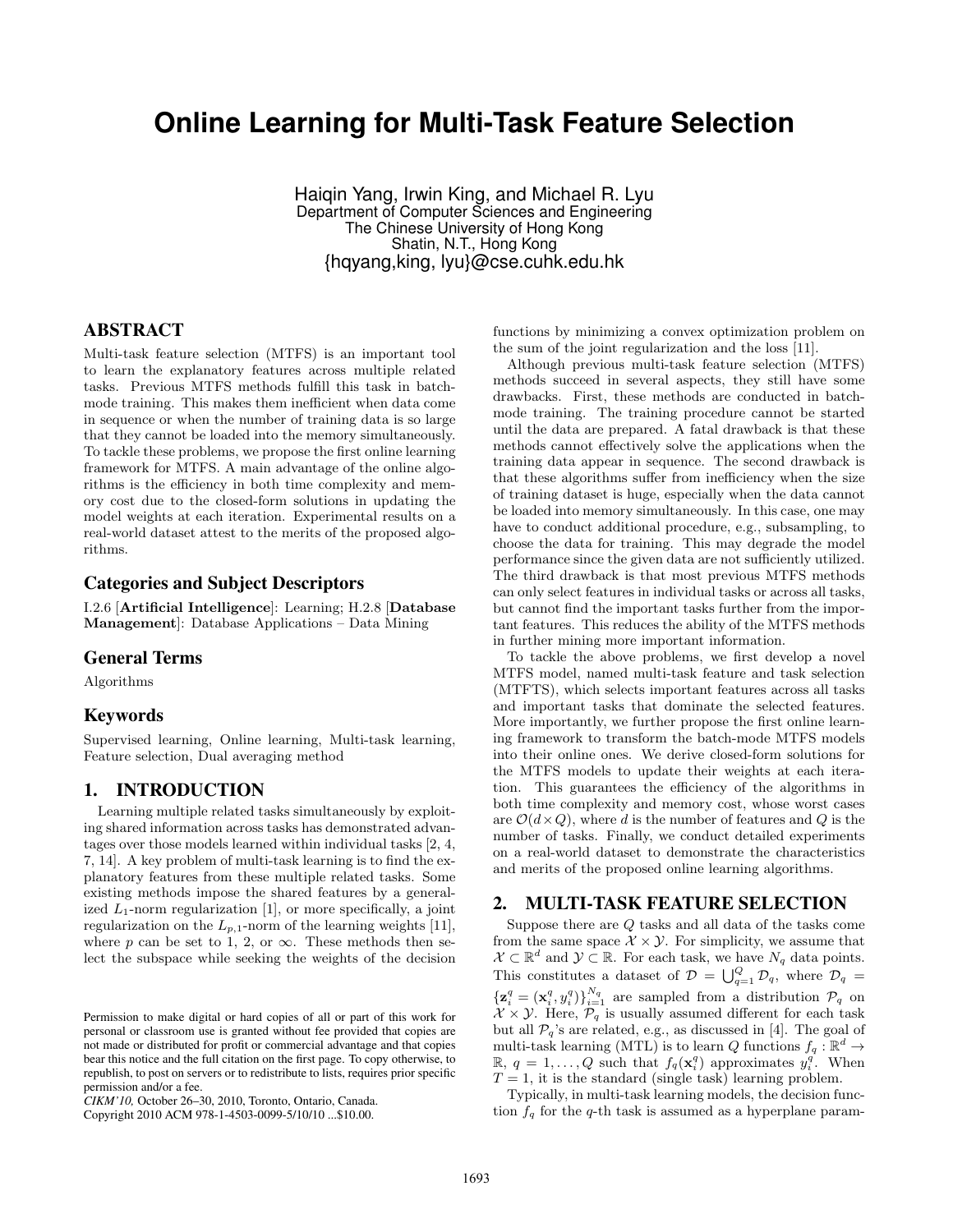# Online Learning for Multi-Task Feature Selection

Haiqin Yang, Irwin King, and Michael R. Lyu
Department of Computer Sciences and Engineering
The Chinese University of Hong Kong
Shatin, N.T., Hong Kong
{hqyang,king, lyu}@cse.cuhk.edu.hk

## ABSTRACT

Multi-task feature selection (MTFS) is an important tool to learn the explanatory features across multiple related tasks. Previous MTFS methods fulfill this task in batch-mode training. This makes them inefficient when data come in sequence or when the number of training data is so large that they cannot be loaded into the memory simultaneously. To tackle these problems, we propose the first online learning framework for MTFS. A main advantage of the online algorithms is the efficiency in both time complexity and memory cost due to the closed-form solutions in updating the model weights at each iteration. Experimental results on a real-world dataset attest to the merits of the proposed algorithms.

## Categories and Subject Descriptors

I.2.6 [**Artificial Intelligence**]: Learning; H.2.8 [**Database Management**]: Database Applications – Data Mining

## General Terms

Algorithms

## Keywords

Supervised learning, Online learning, Multi-task learning, Feature selection, Dual averaging method

## 1. INTRODUCTION

Learning multiple related tasks simultaneously by exploiting shared information across tasks has demonstrated advantages over those models learned within individual tasks [2, 4, 7, 14]. A key problem of multi-task learning is to find the explanatory features from these multiple related tasks. Some existing methods impose the shared features by a generalized $L_1$-norm regularization [1], or more specifically, a joint regularization on the $L_{p,1}$-norm of the learning weights [11], where $p$ can be set to 1, 2, or $\infty$. These methods then select the subspace while seeking the weights of the decision functions by minimizing a convex optimization problem on the sum of the joint regularization and the loss [11].

Although previous multi-task feature selection (MTFS) methods succeed in several aspects, they still have some drawbacks. First, these methods are conducted in batch-mode training. The training procedure cannot be started until the data are prepared. A fatal drawback is that these methods cannot effectively solve the applications when the training data appear in sequence. The second drawback is that these algorithms suffer from inefficiency when the size of training dataset is huge, especially when the data cannot be loaded into memory simultaneously. In this case, one may have to conduct additional procedure, e.g., subsampling, to choose the data for training. This may degrade the model performance since the given data are not sufficiently utilized. The third drawback is that most previous MTFS methods can only select features in individual tasks or across all tasks, but cannot find the important tasks further from the important features. This reduces the ability of the MTFS methods in further mining more important information.

To tackle the above problems, we first develop a novel MTFS model, named multi-task feature and task selection (MTFTS), which selects important features across all tasks and important tasks that dominate the selected features. More importantly, we further propose the first online learning framework to transform the batch-mode MTFS models into their online ones. We derive closed-form solutions for the MTFS models to update their weights at each iteration. This guarantees the efficiency of the algorithms in both time complexity and memory cost, whose worst cases are $\mathcal{O}(d \times Q)$, where $d$ is the number of features and $Q$ is the number of tasks. Finally, we conduct detailed experiments on a real-world dataset to demonstrate the characteristics and merits of the proposed online learning algorithms.

## 2. MULTI-TASK FEATURE SELECTION

Suppose there are $Q$ tasks and all data of the tasks come from the same space $\mathcal{X} \times \mathcal{Y}$. For simplicity, we assume that $\mathcal{X} \subset \mathbb{R}^d$ and $\mathcal{Y} \subset \mathbb{R}$. For each task, we have $N_q$ data points. This constitutes a dataset of $\mathcal{D} = \bigcup_{q=1}^{Q} \mathcal{D}_q$, where $\mathcal{D}_q = \{\mathbf{z}_i^q = (\mathbf{x}_i^q, y_i^q)\}_{i=1}^{N_q}$ are sampled from a distribution $\mathcal{P}_q$ on $\mathcal{X} \times \mathcal{Y}$. Here, $\mathcal{P}_q$ is usually assumed different for each task but all $\mathcal{P}_q$'s are related, e.g., as discussed in [4]. The goal of multi-task learning (MTL) is to learn $Q$ functions $f_q : \mathbb{R}^d \to \mathbb{R}$, $q = 1, \ldots, Q$ such that $f_q(\mathbf{x}_i^q)$ approximates $y_i^q$. When $T = 1$, it is the standard (single task) learning problem.

Typically, in multi-task learning models, the decision function $f_q$ for the $q$-th task is assumed as a hyperplane param-

Permission to make digital or hard copies of all or part of this work for personal or classroom use is granted without fee provided that copies are not made or distributed for profit or commercial advantage and that copies bear this notice and the full citation on the first page. To copy otherwise, to republish, to post on servers or to redistribute to lists, requires prior specific permission and/or a fee.
*CIKM'10,* October 26–30, 2010, Toronto, Ontario, Canada.
Copyright 2010 ACM 978-1-4503-0099-5/10/10 ...$10.00.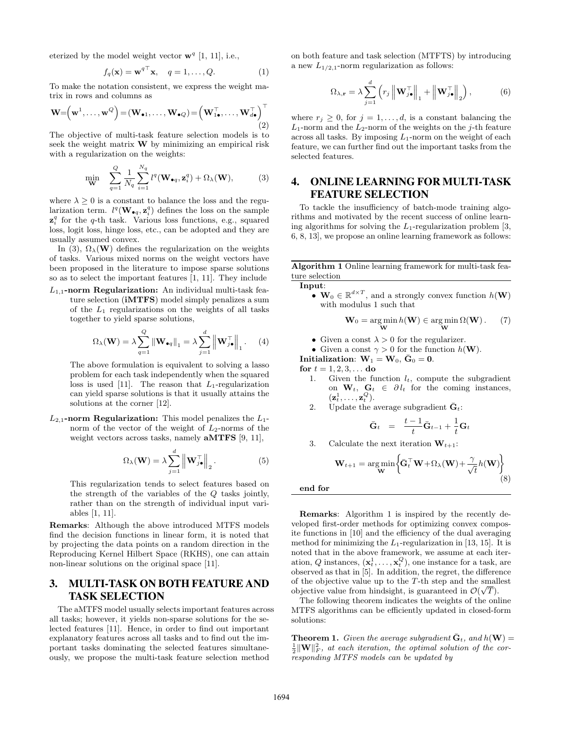eterized by the model weight vector $\mathbf{w}^q$ [1, 11], i.e.,

$$f_q(\mathbf{x}) = \mathbf{w}^{q\top}\mathbf{x}, \quad q = 1, \ldots, Q. \tag{1}$$

To make the notation consistent, we express the weight matrix in rows and columns as

$$\mathbf{W}=\left(\mathbf{w}^1, \ldots, \mathbf{w}^Q\right) = (\mathbf{W}_{\bullet 1}, \ldots, \mathbf{W}_{\bullet Q}) = \left(\mathbf{W}_{1\bullet}^\top, \ldots, \mathbf{W}_{d\bullet}^\top\right)^\top \tag{2}$$

The objective of multi-task feature selection models is to seek the weight matrix $\mathbf{W}$ by minimizing an empirical risk with a regularization on the weights:

$$\min_{\mathbf{W}} \quad \sum_{q=1}^{Q} \frac{1}{N_q} \sum_{i=1}^{N_q} l^q(\mathbf{W}_{\bullet q}, \mathbf{z}_i^q) + \Omega_\lambda(\mathbf{W}), \tag{3}$$

where $\lambda \geq 0$ is a constant to balance the loss and the regularization term. $l^q(\mathbf{W}_{\bullet q}, \mathbf{z}_i^q)$ defines the loss on the sample $\mathbf{z}_i^q$ for the $q$-th task. Various loss functions, e.g., squared loss, logit loss, hinge loss, etc., can be adopted and they are usually assumed convex.

In (3), $\Omega_\lambda(\mathbf{W})$ defines the regularization on the weights of tasks. Various mixed norms on the weight vectors have been proposed in the literature to impose sparse solutions so as to select the important features [1, 11]. They include

**$L_{1,1}$-norm Regularization:** An individual multi-task feature selection (**iMTFS**) model simply penalizes a sum of the $L_1$ regularizations on the weights of all tasks together to yield sparse solutions,

$$\Omega_\lambda(\mathbf{W}) = \lambda \sum_{q=1}^{Q} \|\mathbf{W}_{\bullet q}\|_1 = \lambda \sum_{j=1}^{d} \left\|\mathbf{W}_{j\bullet}^\top\right\|_1. \tag{4}$$

The above formulation is equivalent to solving a lasso problem for each task independently when the squared loss is used [11]. The reason that $L_1$-regularization can yield sparse solutions is that it usually attains the solutions at the corner [12].

**$L_{2,1}$-norm Regularization:** This model penalizes the $L_1$-norm of the vector of the weight of $L_2$-norms of the weight vectors across tasks, namely **aMTFS** [9, 11],

$$\Omega_\lambda(\mathbf{W}) = \lambda \sum_{j=1}^{d} \left\|\mathbf{W}_{j\bullet}^\top\right\|_2. \tag{5}$$

This regularization tends to select features based on the strength of the variables of the $Q$ tasks jointly, rather than on the strength of individual input variables [1, 11].

**Remarks**: Although the above introduced MTFS models find the decision functions in linear form, it is noted that by projecting the data points on a random direction in the Reproducing Kernel Hilbert Space (RKHS), one can attain non-linear solutions on the original space [11].

## 3. MULTI-TASK ON BOTH FEATURE AND TASK SELECTION

The aMTFS model usually selects important features across all tasks; however, it yields non-sparse solutions for the selected features [11]. Hence, in order to find out important explanatory features across all tasks and to find out the important tasks dominating the selected features simultaneously, we propose the multi-task feature selection method on both feature and task selection (MTFTS) by introducing a new $L_{1/2,1}$-norm regularization as follows:

$$\Omega_{\lambda,\mathbf{r}} = \lambda \sum_{j=1}^{d} \left( r_j \left\|\mathbf{W}_{j\bullet}^\top\right\|_1 + \left\|\mathbf{W}_{j\bullet}^\top\right\|_2 \right), \tag{6}$$

where $r_j \geq 0$, for $j = 1, \ldots, d$, is a constant balancing the $L_1$-norm and the $L_2$-norm of the weights on the $j$-th feature across all tasks. By imposing $L_1$-norm on the weight of each feature, we can further find out the important tasks from the selected features.

## 4. ONLINE LEARNING FOR MULTI-TASK FEATURE SELECTION

To tackle the insufficiency of batch-mode training algorithms and motivated by the recent success of online learning algorithms for solving the $L_1$-regularization problem [3, 6, 8, 13], we propose an online learning framework as follows:

**Algorithm 1** Online learning framework for multi-task feature selection

**Input**:
- $\mathbf{W}_0 \in \mathbb{R}^{d\times T}$, and a strongly convex function $h(\mathbf{W})$ with modulus 1 such that

$$\mathbf{W}_0 = \arg\min_{\mathbf{W}} h(\mathbf{W}) \in \arg\min_{\mathbf{W}} \Omega(\mathbf{W}). \tag{7}$$

- Given a const $\lambda > 0$ for the regularizer.
- Given a const $\gamma > 0$ for the function $h(\mathbf{W})$.

**Initialization**: $\mathbf{W}_1 = \mathbf{W}_0$, $\bar{\mathbf{G}}_0 = \mathbf{0}$.

**for** $t = 1, 2, 3, \ldots$ **do**

1. Given the function $l_t$, compute the subgradient on $\mathbf{W}_t$, $\mathbf{G}_t \in \partial l_t$ for the coming instances, $(\mathbf{z}_t^1, \ldots, \mathbf{z}_t^Q)$.
2. Update the average subgradient $\bar{\mathbf{G}}_t$:
$$\bar{\mathbf{G}}_t \quad = \quad \frac{t-1}{t}\bar{\mathbf{G}}_{t-1} + \frac{1}{t}\mathbf{G}_t$$
3. Calculate the next iteration $\mathbf{W}_{t+1}$:
$$\mathbf{W}_{t+1} = \arg\min_{\mathbf{W}} \left\{ \bar{\mathbf{G}}_t^\top \mathbf{W} + \Omega_\lambda(\mathbf{W}) + \frac{\gamma}{\sqrt{t}} h(\mathbf{W}) \right\} \tag{8}$$

**end for**

**Remarks**: Algorithm 1 is inspired by the recently developed first-order methods for optimizing convex composite functions in [10] and the efficiency of the dual averaging method for minimizing the $L_1$-regularization in [13, 15]. It is noted that in the above framework, we assume at each iteration, $Q$ instances, $(\mathbf{x}_t^1, \ldots, \mathbf{x}_t^Q)$, one instance for a task, are observed as that in [5]. In addition, the regret, the difference of the objective value up to the $T$-th step and the smallest objective value from hindsight, is guaranteed in $\mathcal{O}(\sqrt{T})$.

The following theorem indicates the weights of the online MTFS algorithms can be efficiently updated in closed-form solutions:

**Theorem 1.** *Given the average subgradient $\bar{\mathbf{G}}_t$, and $h(\mathbf{W}) = \frac{1}{2}\|\mathbf{W}\|_F^2$, at each iteration, the optimal solution of the corresponding MTFS models can be updated by*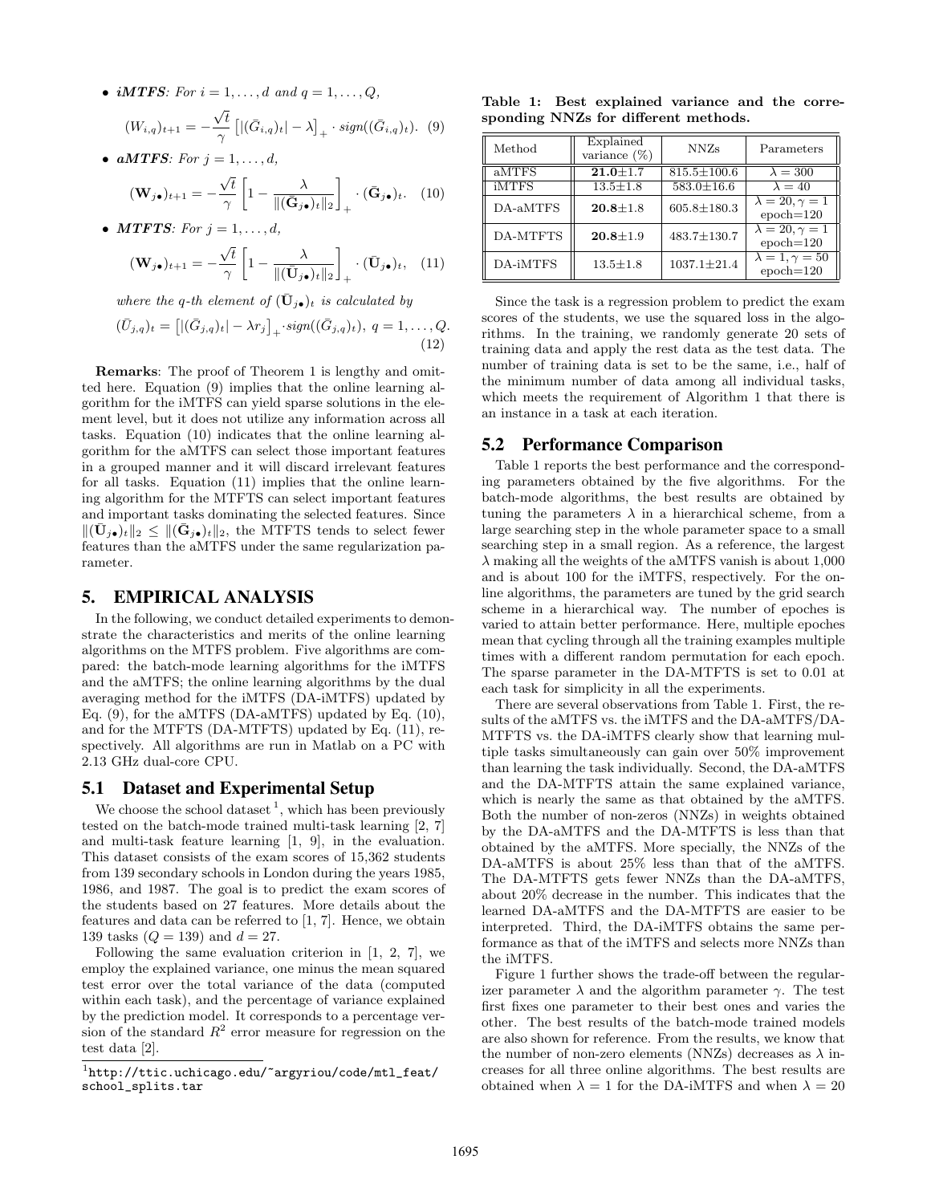- ***iMTFS***: For $i = 1, \ldots, d$ and $q = 1, \ldots, Q$,

$$(W_{i,q})_{t+1} = -\frac{\sqrt{t}}{\gamma}\left[|(\bar{G}_{i,q})_t| - \lambda\right]_+ \cdot sign((\bar{G}_{i,q})_t). \quad (9)$$

- ***aMTFS***: For $j = 1, \ldots, d$,

$$(\mathbf{W}_{j\bullet})_{t+1} = -\frac{\sqrt{t}}{\gamma}\left[1 - \frac{\lambda}{\|(\bar{\mathbf{G}}_{j\bullet})_t\|_2}\right]_+ \cdot (\bar{\mathbf{G}}_{j\bullet})_t. \quad (10)$$

- ***MTFTS***: For $j = 1, \ldots, d$,

$$(\mathbf{W}_{j\bullet})_{t+1} = -\frac{\sqrt{t}}{\gamma}\left[1 - \frac{\lambda}{\|(\bar{\mathbf{U}}_{j\bullet})_t\|_2}\right]_+ \cdot (\bar{\mathbf{U}}_{j\bullet})_t, \quad (11)$$

*where the q-th element of $(\bar{\mathbf{U}}_{j\bullet})_t$ is calculated by*

$$(\bar{U}_{j,q})_t = \left[|(\bar{G}_{j,q})_t| - \lambda r_j\right]_+ \cdot sign((\bar{G}_{j,q})_t), \; q = 1, \ldots, Q. \quad (12)$$

**Remarks**: The proof of Theorem 1 is lengthy and omitted here. Equation (9) implies that the online learning algorithm for the iMTFS can yield sparse solutions in the element level, but it does not utilize any information across all tasks. Equation (10) indicates that the online learning algorithm for the aMTFS can select those important features in a grouped manner and it will discard irrelevant features for all tasks. Equation (11) implies that the online learning algorithm for the MTFTS can select important features and important tasks dominating the selected features. Since $\|(\bar{\mathbf{U}}_{j\bullet})_t\|_2 \leq \|(\bar{\mathbf{G}}_{j\bullet})_t\|_2$, the MTFTS tends to select fewer features than the aMTFS under the same regularization parameter.

## 5. EMPIRICAL ANALYSIS

In the following, we conduct detailed experiments to demonstrate the characteristics and merits of the online learning algorithms on the MTFS problem. Five algorithms are compared: the batch-mode learning algorithms for the iMTFS and the aMTFS; the online learning algorithms by the dual averaging method for the iMTFS (DA-iMTFS) updated by Eq. (9), for the aMTFS (DA-aMTFS) updated by Eq. (10), and for the MTFTS (DA-MTFTS) updated by Eq. (11), respectively. All algorithms are run in Matlab on a PC with 2.13 GHz dual-core CPU.

### 5.1 Dataset and Experimental Setup

We choose the school dataset [1], which has been previously tested on the batch-mode trained multi-task learning [2, 7] and multi-task feature learning [1, 9], in the evaluation. This dataset consists of the exam scores of 15,362 students from 139 secondary schools in London during the years 1985, 1986, and 1987. The goal is to predict the exam scores of the students based on 27 features. More details about the features and data can be referred to [1, 7]. Hence, we obtain 139 tasks ($Q = 139$) and $d = 27$.

Following the same evaluation criterion in [1, 2, 7], we employ the explained variance, one minus the mean squared test error over the total variance of the data (computed within each task), and the percentage of variance explained by the prediction model. It corresponds to a percentage version of the standard $R^2$ error measure for regression on the test data [2].

[1] http://ttic.uchicago.edu/~argyriou/code/mtl_feat/school_splits.tar

**Table 1: Best explained variance and the corresponding NNZs for different methods.**

| Method | Explained variance (%) | NNZs | Parameters |
|---|---|---|---|
| aMTFS | **21.0**±1.7 | 815.5±100.6 | $\lambda = 300$ |
| iMTFS | 13.5±1.8 | 583.0±16.6 | $\lambda = 40$ |
| DA-aMTFS | **20.8**±1.8 | 605.8±180.3 | $\lambda = 20, \gamma = 1$ epoch=120 |
| DA-MTFTS | **20.8**±1.9 | 483.7±130.7 | $\lambda = 20, \gamma = 1$ epoch=120 |
| DA-iMTFS | 13.5±1.8 | 1037.1±21.4 | $\lambda = 1, \gamma = 50$ epoch=120 |

Since the task is a regression problem to predict the exam scores of the students, we use the squared loss in the algorithms. In the training, we randomly generate 20 sets of training data and apply the rest data as the test data. The number of training data is set to be the same, i.e., half of the minimum number of data among all individual tasks, which meets the requirement of Algorithm 1 that there is an instance in a task at each iteration.

### 5.2 Performance Comparison

Table 1 reports the best performance and the corresponding parameters obtained by the five algorithms. For the batch-mode algorithms, the best results are obtained by tuning the parameters $\lambda$ in a hierarchical scheme, from a large searching step in the whole parameter space to a small searching step in a small region. As a reference, the largest $\lambda$ making all the weights of the aMTFS vanish is about 1,000 and is about 100 for the iMTFS, respectively. For the online algorithms, the parameters are tuned by the grid search scheme in a hierarchical way. The number of epoches is varied to attain better performance. Here, multiple epoches mean that cycling through all the training examples multiple times with a different random permutation for each epoch. The sparse parameter in the DA-MTFTS is set to 0.01 at each task for simplicity in all the experiments.

There are several observations from Table 1. First, the results of the aMTFS vs. the iMTFS and the DA-aMTFS/DA-MTFTS vs. the DA-iMTFS clearly show that learning multiple tasks simultaneously can gain over 50% improvement than learning the task individually. Second, the DA-aMTFS and the DA-MTFTS attain the same explained variance, which is nearly the same as that obtained by the aMTFS. Both the number of non-zeros (NNZs) in weights obtained by the DA-aMTFS and the DA-MTFTS is less than that obtained by the aMTFS. More specially, the NNZs of the DA-aMTFS is about 25% less than that of the aMTFS. The DA-MTFTS gets fewer NNZs than the DA-aMTFS, about 20% decrease in the number. This indicates that the learned DA-aMTFS and the DA-MTFTS are easier to be interpreted. Third, the DA-iMTFS obtains the same performance as that of the iMTFS and selects more NNZs than the iMTFS.

Figure 1 further shows the trade-off between the regularizer parameter $\lambda$ and the algorithm parameter $\gamma$. The test first fixes one parameter to their best ones and varies the other. The best results of the batch-mode trained models are also shown for reference. From the results, we know that the number of non-zero elements (NNZs) decreases as $\lambda$ increases for all three online algorithms. The best results are obtained when $\lambda = 1$ for the DA-iMTFS and when $\lambda = 20$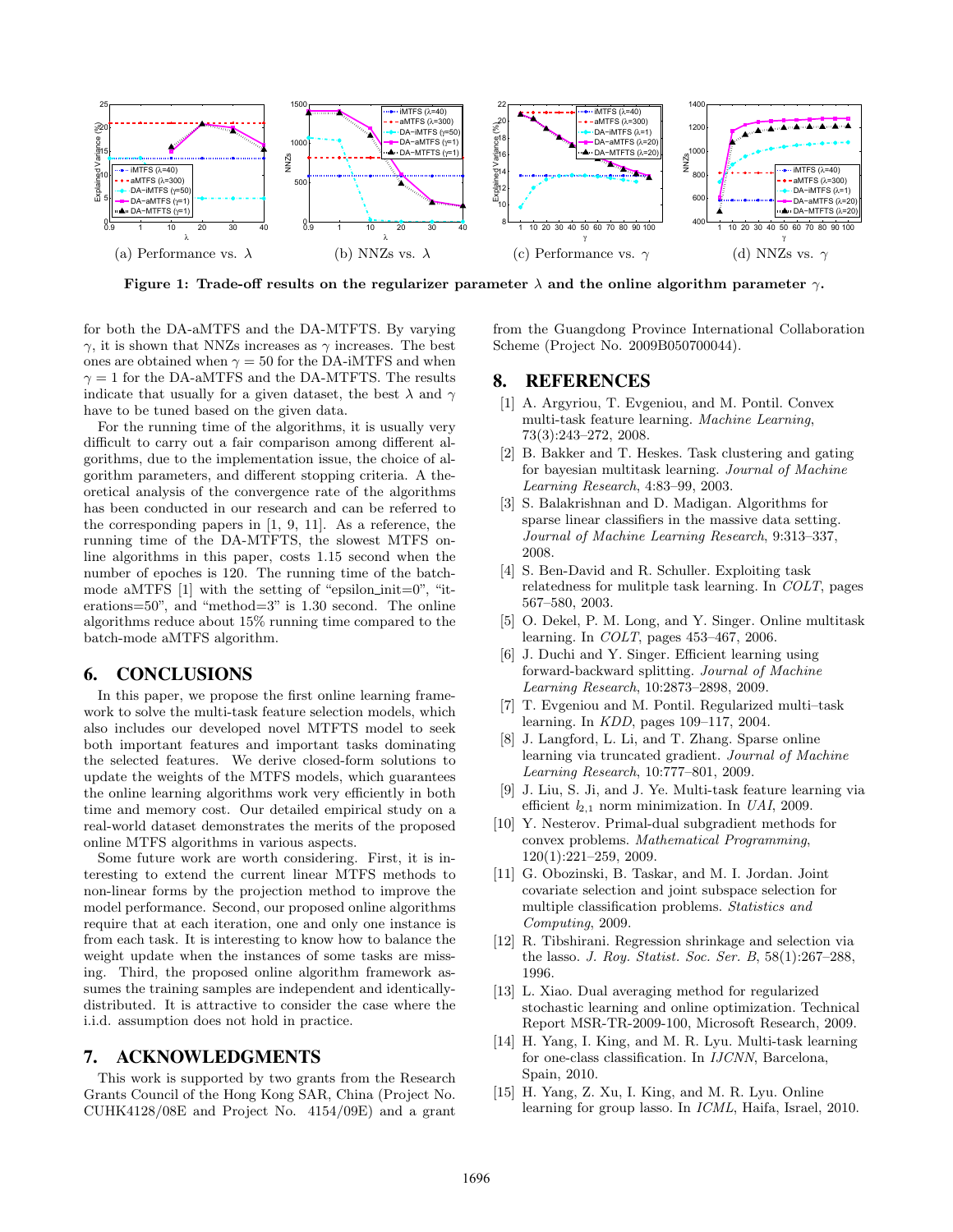25
20
15
10
5
0
0.9 1 10 20 30 40
λ
Explained Variance (%)
iMTFS (λ=40)
aMTFS (λ=300)
DA−iMTFS (γ=50)
DA−aMTFS (γ=1)
DA−MTFTS (γ=1)

(a) Performance vs. $\lambda$

1500
1000
500
0
0.9 1 10 20 30 40
λ
NNZs
iMTFS (λ=40)
aMTFS (λ=300)
DA−iMTFS (γ=50)
DA−aMTFS (γ=1)
DA−MTFTS (γ=1)

(b) NNZs vs. $\lambda$

22
20
18
16
14
12
10
8
1 10 20 30 40 50 60 70 80 90 100
γ
Explained Variance (%)
iMTFS (λ=40)
aMTFS (λ=300)
DA−iMTFS (λ=1)
DA−aMTFS (λ=20)
DA−MTFTS (λ=20)

(c) Performance vs. $\gamma$

1400
1200
1000
800
600
400
1 10 20 30 40 50 60 70 80 90 100
γ
NNZs
iMTFS (λ=40)
aMTFS (λ=300)
DA−iMTFS (λ=1)
DA−aMTFS (λ=20)
DA−MTFTS (λ=20)

(d) NNZs vs. $\gamma$

**Figure 1: Trade-off results on the regularizer parameter $\lambda$ and the online algorithm parameter $\gamma$.**

for both the DA-aMTFS and the DA-MTFTS. By varying $\gamma$, it is shown that NNZs increases as $\gamma$ increases. The best ones are obtained when $\gamma = 50$ for the DA-iMTFS and when $\gamma = 1$ for the DA-aMTFS and the DA-MTFTS. The results indicate that usually for a given dataset, the best $\lambda$ and $\gamma$ have to be tuned based on the given data.

For the running time of the algorithms, it is usually very difficult to carry out a fair comparison among different algorithms, due to the implementation issue, the choice of algorithm parameters, and different stopping criteria. A theoretical analysis of the convergence rate of the algorithms has been conducted in our research and can be referred to the corresponding papers in [1, 9, 11]. As a reference, the running time of the DA-MTFTS, the slowest MTFS online algorithms in this paper, costs 1.15 second when the number of epoches is 120. The running time of the batch-mode aMTFS [1] with the setting of "epsilon_init=0", "iterations=50", and "method=3" is 1.30 second. The online algorithms reduce about 15% running time compared to the batch-mode aMTFS algorithm.

## 6. CONCLUSIONS

In this paper, we propose the first online learning framework to solve the multi-task feature selection models, which also includes our developed novel MTFTS model to seek both important features and important tasks dominating the selected features. We derive closed-form solutions to update the weights of the MTFS models, which guarantees the online learning algorithms work very efficiently in both time and memory cost. Our detailed empirical study on a real-world dataset demonstrates the merits of the proposed online MTFS algorithms in various aspects.

Some future work are worth considering. First, it is interesting to extend the current linear MTFS methods to non-linear forms by the projection method to improve the model performance. Second, our proposed online algorithms require that at each iteration, one and only one instance is from each task. It is interesting to know how to balance the weight update when the instances of some tasks are missing. Third, the proposed online algorithm framework assumes the training samples are independent and identically-distributed. It is attractive to consider the case where the i.i.d. assumption does not hold in practice.

## 7. ACKNOWLEDGMENTS

This work is supported by two grants from the Research Grants Council of the Hong Kong SAR, China (Project No. CUHK4128/08E and Project No. 4154/09E) and a grant from the Guangdong Province International Collaboration Scheme (Project No. 2009B050700044).

## 8. REFERENCES

[1] A. Argyriou, T. Evgeniou, and M. Pontil. Convex multi-task feature learning. *Machine Learning*, 73(3):243–272, 2008.

[2] B. Bakker and T. Heskes. Task clustering and gating for bayesian multitask learning. *Journal of Machine Learning Research*, 4:83–99, 2003.

[3] S. Balakrishnan and D. Madigan. Algorithms for sparse linear classifiers in the massive data setting. *Journal of Machine Learning Research*, 9:313–337, 2008.

[4] S. Ben-David and R. Schuller. Exploiting task relatedness for mulitple task learning. In *COLT*, pages 567–580, 2003.

[5] O. Dekel, P. M. Long, and Y. Singer. Online multitask learning. In *COLT*, pages 453–467, 2006.

[6] J. Duchi and Y. Singer. Efficient learning using forward-backward splitting. *Journal of Machine Learning Research*, 10:2873–2898, 2009.

[7] T. Evgeniou and M. Pontil. Regularized multi–task learning. In *KDD*, pages 109–117, 2004.

[8] J. Langford, L. Li, and T. Zhang. Sparse online learning via truncated gradient. *Journal of Machine Learning Research*, 10:777–801, 2009.

[9] J. Liu, S. Ji, and J. Ye. Multi-task feature learning via efficient $l_{2,1}$ norm minimization. In *UAI*, 2009.

[10] Y. Nesterov. Primal-dual subgradient methods for convex problems. *Mathematical Programming*, 120(1):221–259, 2009.

[11] G. Obozinski, B. Taskar, and M. I. Jordan. Joint covariate selection and joint subspace selection for multiple classification problems. *Statistics and Computing*, 2009.

[12] R. Tibshirani. Regression shrinkage and selection via the lasso. *J. Roy. Statist. Soc. Ser. B*, 58(1):267–288, 1996.

[13] L. Xiao. Dual averaging method for regularized stochastic learning and online optimization. Technical Report MSR-TR-2009-100, Microsoft Research, 2009.

[14] H. Yang, I. King, and M. R. Lyu. Multi-task learning for one-class classification. In *IJCNN*, Barcelona, Spain, 2010.

[15] H. Yang, Z. Xu, I. King, and M. R. Lyu. Online learning for group lasso. In *ICML*, Haifa, Israel, 2010.